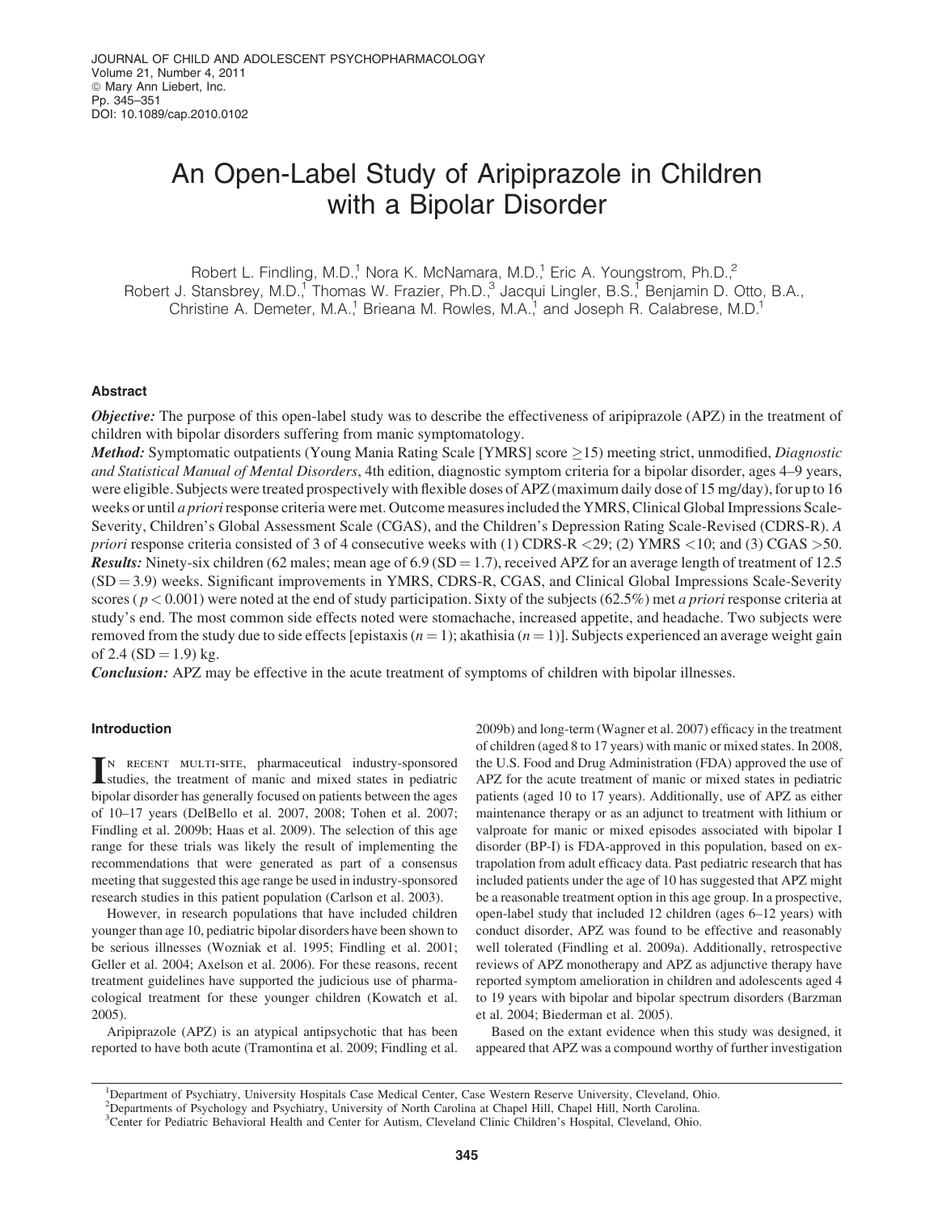# An Open-Label Study of Aripiprazole in Children with a Bipolar Disorder

Robert L. Findling, M.D.,[1] Nora K. McNamara, M.D.,[1] Eric A. Youngstrom, Ph.D.,[2] Robert J. Stansbrey, M.D.,[1] Thomas W. Frazier, Ph.D.,[3] Jacqui Lingler, B.S.,[1] Benjamin D. Otto, B.A., Christine A. Demeter, M.A.,[1] Brieana M. Rowles, M.A.,[1] and Joseph R. Calabrese, M.D.[1]

## Abstract

***Objective:*** The purpose of this open-label study was to describe the effectiveness of aripiprazole (APZ) in the treatment of children with bipolar disorders suffering from manic symptomatology.

***Method:*** Symptomatic outpatients (Young Mania Rating Scale [YMRS] score $\geq$15) meeting strict, unmodified, *Diagnostic and Statistical Manual of Mental Disorders*, 4th edition, diagnostic symptom criteria for a bipolar disorder, ages 4–9 years, were eligible. Subjects were treated prospectively with flexible doses of APZ (maximum daily dose of 15 mg/day), for up to 16 weeks or until *a priori* response criteria were met. Outcome measures included the YMRS, Clinical Global Impressions Scale-Severity, Children's Global Assessment Scale (CGAS), and the Children's Depression Rating Scale-Revised (CDRS-R). *A priori* response criteria consisted of 3 of 4 consecutive weeks with (1) CDRS-R <29; (2) YMRS <10; and (3) CGAS >50.

***Results:*** Ninety-six children (62 males; mean age of 6.9 (SD = 1.7), received APZ for an average length of treatment of 12.5 (SD = 3.9) weeks. Significant improvements in YMRS, CDRS-R, CGAS, and Clinical Global Impressions Scale-Severity scores ($p < 0.001$) were noted at the end of study participation. Sixty of the subjects (62.5%) met *a priori* response criteria at study's end. The most common side effects noted were stomachache, increased appetite, and headache. Two subjects were removed from the study due to side effects [epistaxis ($n = 1$); akathisia ($n = 1$)]. Subjects experienced an average weight gain of 2.4 (SD = 1.9) kg.

***Conclusion:*** APZ may be effective in the acute treatment of symptoms of children with bipolar illnesses.

## Introduction

In recent multi-site, pharmaceutical industry-sponsored studies, the treatment of manic and mixed states in pediatric bipolar disorder has generally focused on patients between the ages of 10–17 years (DelBello et al. 2007, 2008; Tohen et al. 2007; Findling et al. 2009b; Haas et al. 2009). The selection of this age range for these trials was likely the result of implementing the recommendations that were generated as part of a consensus meeting that suggested this age range be used in industry-sponsored research studies in this patient population (Carlson et al. 2003).

However, in research populations that have included children younger than age 10, pediatric bipolar disorders have been shown to be serious illnesses (Wozniak et al. 1995; Findling et al. 2001; Geller et al. 2004; Axelson et al. 2006). For these reasons, recent treatment guidelines have supported the judicious use of pharmacological treatment for these younger children (Kowatch et al. 2005).

Aripiprazole (APZ) is an atypical antipsychotic that has been reported to have both acute (Tramontina et al. 2009; Findling et al. 2009b) and long-term (Wagner et al. 2007) efficacy in the treatment of children (aged 8 to 17 years) with manic or mixed states. In 2008, the U.S. Food and Drug Administration (FDA) approved the use of APZ for the acute treatment of manic or mixed states in pediatric patients (aged 10 to 17 years). Additionally, use of APZ as either maintenance therapy or as an adjunct to treatment with lithium or valproate for manic or mixed episodes associated with bipolar I disorder (BP-I) is FDA-approved in this population, based on extrapolation from adult efficacy data. Past pediatric research that has included patients under the age of 10 has suggested that APZ might be a reasonable treatment option in this age group. In a prospective, open-label study that included 12 children (ages 6–12 years) with conduct disorder, APZ was found to be effective and reasonably well tolerated (Findling et al. 2009a). Additionally, retrospective reviews of APZ monotherapy and APZ as adjunctive therapy have reported symptom amelioration in children and adolescents aged 4 to 19 years with bipolar and bipolar spectrum disorders (Barzman et al. 2004; Biederman et al. 2005).

Based on the extant evidence when this study was designed, it appeared that APZ was a compound worthy of further investigation

[1]Department of Psychiatry, University Hospitals Case Medical Center, Case Western Reserve University, Cleveland, Ohio.
[2]Departments of Psychology and Psychiatry, University of North Carolina at Chapel Hill, Chapel Hill, North Carolina.
[3]Center for Pediatric Behavioral Health and Center for Autism, Cleveland Clinic Children's Hospital, Cleveland, Ohio.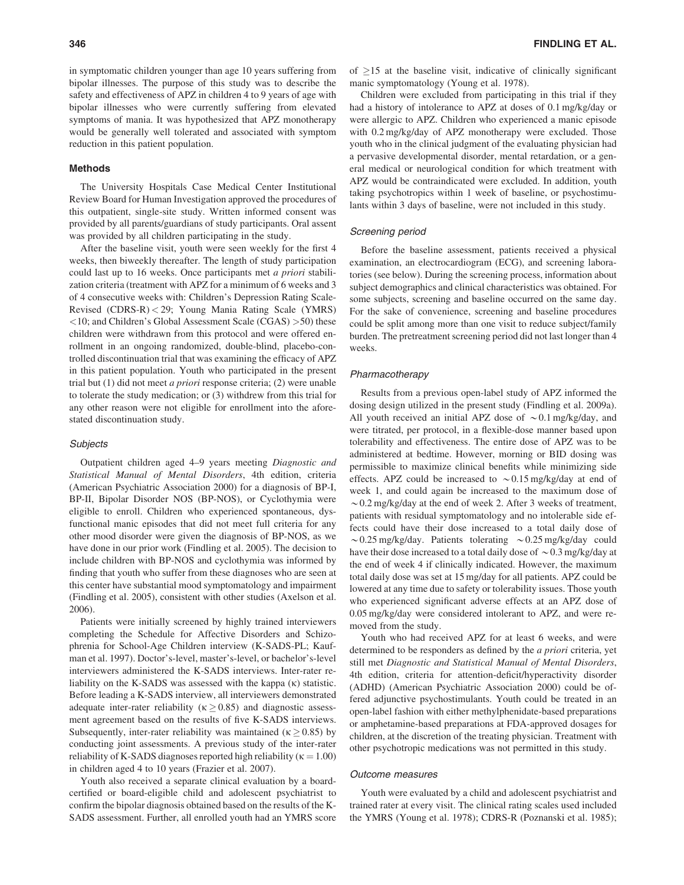in symptomatic children younger than age 10 years suffering from bipolar illnesses. The purpose of this study was to describe the safety and effectiveness of APZ in children 4 to 9 years of age with bipolar illnesses who were currently suffering from elevated symptoms of mania. It was hypothesized that APZ monotherapy would be generally well tolerated and associated with symptom reduction in this patient population.

## Methods

The University Hospitals Case Medical Center Institutional Review Board for Human Investigation approved the procedures of this outpatient, single-site study. Written informed consent was provided by all parents/guardians of study participants. Oral assent was provided by all children participating in the study.

After the baseline visit, youth were seen weekly for the first 4 weeks, then biweekly thereafter. The length of study participation could last up to 16 weeks. Once participants met *a priori* stabilization criteria (treatment with APZ for a minimum of 6 weeks and 3 of 4 consecutive weeks with: Children's Depression Rating Scale-Revised (CDRS-R) < 29; Young Mania Rating Scale (YMRS) <10; and Children's Global Assessment Scale (CGAS) >50) these children were withdrawn from this protocol and were offered enrollment in an ongoing randomized, double-blind, placebo-controlled discontinuation trial that was examining the efficacy of APZ in this patient population. Youth who participated in the present trial but (1) did not meet *a priori* response criteria; (2) were unable to tolerate the study medication; or (3) withdrew from this trial for any other reason were not eligible for enrollment into the aforestated discontinuation study.

### *Subjects*

Outpatient children aged 4–9 years meeting *Diagnostic and Statistical Manual of Mental Disorders*, 4th edition, criteria (American Psychiatric Association 2000) for a diagnosis of BP-I, BP-II, Bipolar Disorder NOS (BP-NOS), or Cyclothymia were eligible to enroll. Children who experienced spontaneous, dysfunctional manic episodes that did not meet full criteria for any other mood disorder were given the diagnosis of BP-NOS, as we have done in our prior work (Findling et al. 2005). The decision to include children with BP-NOS and cyclothymia was informed by finding that youth who suffer from these diagnoses who are seen at this center have substantial mood symptomatology and impairment (Findling et al. 2005), consistent with other studies (Axelson et al. 2006).

Patients were initially screened by highly trained interviewers completing the Schedule for Affective Disorders and Schizophrenia for School-Age Children interview (K-SADS-PL; Kaufman et al. 1997). Doctor's-level, master's-level, or bachelor's-level interviewers administered the K-SADS interviews. Inter-rater reliability on the K-SADS was assessed with the kappa ($\kappa$) statistic. Before leading a K-SADS interview, all interviewers demonstrated adequate inter-rater reliability ($\kappa \geq 0.85$) and diagnostic assessment agreement based on the results of five K-SADS interviews. Subsequently, inter-rater reliability was maintained ($\kappa \geq 0.85$) by conducting joint assessments. A previous study of the inter-rater reliability of K-SADS diagnoses reported high reliability ($\kappa = 1.00$) in children aged 4 to 10 years (Frazier et al. 2007).

Youth also received a separate clinical evaluation by a board-certified or board-eligible child and adolescent psychiatrist to confirm the bipolar diagnosis obtained based on the results of the K-SADS assessment. Further, all enrolled youth had an YMRS score of $\geq$15 at the baseline visit, indicative of clinically significant manic symptomatology (Young et al. 1978).

Children were excluded from participating in this trial if they had a history of intolerance to APZ at doses of 0.1 mg/kg/day or were allergic to APZ. Children who experienced a manic episode with 0.2 mg/kg/day of APZ monotherapy were excluded. Those youth who in the clinical judgment of the evaluating physician had a pervasive developmental disorder, mental retardation, or a general medical or neurological condition for which treatment with APZ would be contraindicated were excluded. In addition, youth taking psychotropics within 1 week of baseline, or psychostimulants within 3 days of baseline, were not included in this study.

### *Screening period*

Before the baseline assessment, patients received a physical examination, an electrocardiogram (ECG), and screening laboratories (see below). During the screening process, information about subject demographics and clinical characteristics was obtained. For some subjects, screening and baseline occurred on the same day. For the sake of convenience, screening and baseline procedures could be split among more than one visit to reduce subject/family burden. The pretreatment screening period did not last longer than 4 weeks.

### *Pharmacotherapy*

Results from a previous open-label study of APZ informed the dosing design utilized in the present study (Findling et al. 2009a). All youth received an initial APZ dose of $\sim$0.1 mg/kg/day, and were titrated, per protocol, in a flexible-dose manner based upon tolerability and effectiveness. The entire dose of APZ was to be administered at bedtime. However, morning or BID dosing was permissible to maximize clinical benefits while minimizing side effects. APZ could be increased to $\sim$0.15 mg/kg/day at end of week 1, and could again be increased to the maximum dose of $\sim$0.2 mg/kg/day at the end of week 2. After 3 weeks of treatment, patients with residual symptomatology and no intolerable side effects could have their dose increased to a total daily dose of $\sim$0.25 mg/kg/day. Patients tolerating $\sim$0.25 mg/kg/day could have their dose increased to a total daily dose of $\sim$0.3 mg/kg/day at the end of week 4 if clinically indicated. However, the maximum total daily dose was set at 15 mg/day for all patients. APZ could be lowered at any time due to safety or tolerability issues. Those youth who experienced significant adverse effects at an APZ dose of 0.05 mg/kg/day were considered intolerant to APZ, and were removed from the study.

Youth who had received APZ for at least 6 weeks, and were determined to be responders as defined by the *a priori* criteria, yet still met *Diagnostic and Statistical Manual of Mental Disorders*, 4th edition, criteria for attention-deficit/hyperactivity disorder (ADHD) (American Psychiatric Association 2000) could be offered adjunctive psychostimulants. Youth could be treated in an open-label fashion with either methylphenidate-based preparations or amphetamine-based preparations at FDA-approved dosages for children, at the discretion of the treating physician. Treatment with other psychotropic medications was not permitted in this study.

### *Outcome measures*

Youth were evaluated by a child and adolescent psychiatrist and trained rater at every visit. The clinical rating scales used included the YMRS (Young et al. 1978); CDRS-R (Poznanski et al. 1985);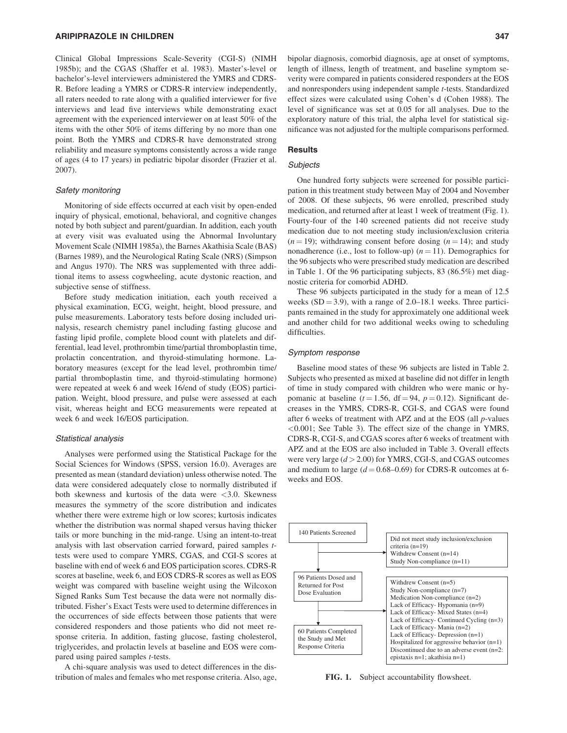Clinical Global Impressions Scale-Severity (CGI-S) (NIMH 1985b); and the CGAS (Shaffer et al. 1983). Master's-level or bachelor's-level interviewers administered the YMRS and CDRS-R. Before leading a YMRS or CDRS-R interview independently, all raters needed to rate along with a qualified interviewer for five interviews and lead five interviews while demonstrating exact agreement with the experienced interviewer on at least 50% of the items with the other 50% of items differing by no more than one point. Both the YMRS and CDRS-R have demonstrated strong reliability and measure symptoms consistently across a wide range of ages (4 to 17 years) in pediatric bipolar disorder (Frazier et al. 2007).

### *Safety monitoring*

Monitoring of side effects occurred at each visit by open-ended inquiry of physical, emotional, behavioral, and cognitive changes noted by both subject and parent/guardian. In addition, each youth at every visit was evaluated using the Abnormal Involuntary Movement Scale (NIMH 1985a), the Barnes Akathisia Scale (BAS) (Barnes 1989), and the Neurological Rating Scale (NRS) (Simpson and Angus 1970). The NRS was supplemented with three additional items to assess cogwheeling, acute dystonic reaction, and subjective sense of stiffness.

Before study medication initiation, each youth received a physical examination, ECG, weight, height, blood pressure, and pulse measurements. Laboratory tests before dosing included urinalysis, research chemistry panel including fasting glucose and fasting lipid profile, complete blood count with platelets and differential, lead level, prothrombin time/partial thromboplastin time, prolactin concentration, and thyroid-stimulating hormone. Laboratory measures (except for the lead level, prothrombin time/partial thromboplastin time, and thyroid-stimulating hormone) were repeated at week 6 and week 16/end of study (EOS) participation. Weight, blood pressure, and pulse were assessed at each visit, whereas height and ECG measurements were repeated at week 6 and week 16/EOS participation.

### *Statistical analysis*

Analyses were performed using the Statistical Package for the Social Sciences for Windows (SPSS, version 16.0). Averages are presented as mean (standard deviation) unless otherwise noted. The data were considered adequately close to normally distributed if both skewness and kurtosis of the data were $<3.0$. Skewness measures the symmetry of the score distribution and indicates whether there were extreme high or low scores; kurtosis indicates whether the distribution was normal shaped versus having thicker tails or more bunching in the mid-range. Using an intent-to-treat analysis with last observation carried forward, paired samples *t*-tests were used to compare YMRS, CGAS, and CGI-S scores at baseline with end of week 6 and EOS participation scores. CDRS-R scores at baseline, week 6, and EOS CDRS-R scores as well as EOS weight was compared with baseline weight using the Wilcoxon Signed Ranks Sum Test because the data were not normally distributed. Fisher's Exact Tests were used to determine differences in the occurrences of side effects between those patients that were considered responders and those patients who did not meet response criteria. In addition, fasting glucose, fasting cholesterol, triglycerides, and prolactin levels at baseline and EOS were compared using paired samples *t*-tests.

A chi-square analysis was used to detect differences in the distribution of males and females who met response criteria. Also, age, bipolar diagnosis, comorbid diagnosis, age at onset of symptoms, length of illness, length of treatment, and baseline symptom severity were compared in patients considered responders at the EOS and nonresponders using independent sample *t*-tests. Standardized effect sizes were calculated using Cohen's d (Cohen 1988). The level of significance was set at 0.05 for all analyses. Due to the exploratory nature of this trial, the alpha level for statistical significance was not adjusted for the multiple comparisons performed.

## Results

### *Subjects*

One hundred forty subjects were screened for possible participation in this treatment study between May of 2004 and November of 2008. Of these subjects, 96 were enrolled, prescribed study medication, and returned after at least 1 week of treatment (Fig. 1). Fourty-four of the 140 screened patients did not receive study medication due to not meeting study inclusion/exclusion criteria ($n = 19$); withdrawing consent before dosing ($n = 14$); and study nonadherence (i.e., lost to follow-up) ($n = 11$). Demographics for the 96 subjects who were prescribed study medication are described in Table 1. Of the 96 participating subjects, 83 (86.5%) met diagnostic criteria for comorbid ADHD.

These 96 subjects participated in the study for a mean of 12.5 weeks (SD = 3.9), with a range of 2.0–18.1 weeks. Three participants remained in the study for approximately one additional week and another child for two additional weeks owing to scheduling difficulties.

### *Symptom response*

Baseline mood states of these 96 subjects are listed in Table 2. Subjects who presented as mixed at baseline did not differ in length of time in study compared with children who were manic or hypomanic at baseline ($t = 1.56$, df = 94, $p = 0.12$). Significant decreases in the YMRS, CDRS-R, CGI-S, and CGAS were found after 6 weeks of treatment with APZ and at the EOS (all *p*-values $<0.001$; See Table 3). The effect size of the change in YMRS, CDRS-R, CGI-S, and CGAS scores after 6 weeks of treatment with APZ and at the EOS are also included in Table 3. Overall effects were very large ($d > 2.00$) for YMRS, CGI-S, and CGAS outcomes and medium to large ($d = 0.68$–$0.69$) for CDRS-R outcomes at 6-weeks and EOS.

140 Patients Screened
→ Did not meet study inclusion/exclusion criteria (n=19); Withdrew Consent (n=14); Study Non-compliance (n=11)

96 Patients Dosed and Returned for Post Dose Evaluation
→ Withdrew Consent (n=5); Study Non-compliance (n=7); Medication Non-compliance (n=2); Lack of Efficacy- Hypomania (n=9); Lack of Efficacy- Mixed States (n=4); Lack of Efficacy- Continued Cycling (n=3); Lack of Efficacy- Mania (n=2); Lack of Efficacy- Depression (n=1); Hospitalized for aggressive behavior (n=1); Discontinued due to an adverse event (n=2: epistaxis n=1; akathisia n=1)

60 Patients Completed the Study and Met Response Criteria

**FIG. 1.** Subject accountability flowsheet.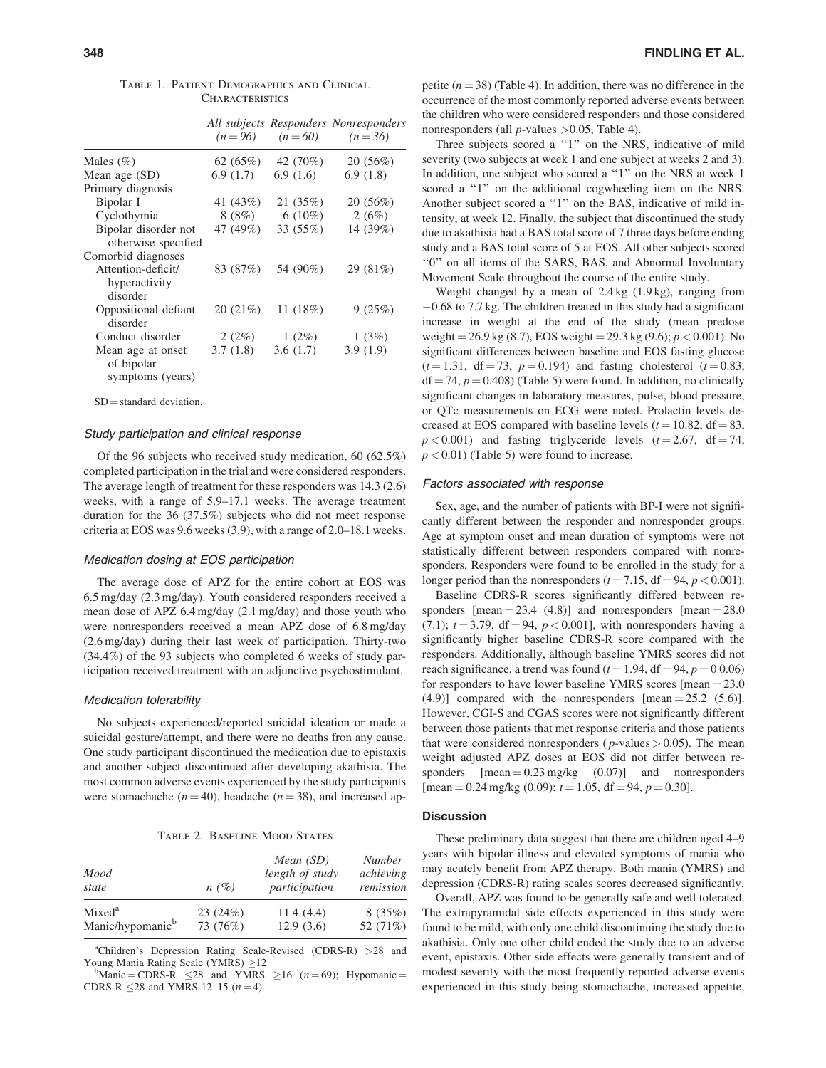Table 1. Patient Demographics and Clinical Characteristics

| | All subjects (n = 96) | Responders (n = 60) | Nonresponders (n = 36) |
|---|---|---|---|
| Males (%) | 62 (65%) | 42 (70%) | 20 (56%) |
| Mean age (SD) | 6.9 (1.7) | 6.9 (1.6) | 6.9 (1.8) |
| Primary diagnosis | | | |
| Bipolar I | 41 (43%) | 21 (35%) | 20 (56%) |
| Cyclothymia | 8 (8%) | 6 (10%) | 2 (6%) |
| Bipolar disorder not otherwise specified | 47 (49%) | 33 (55%) | 14 (39%) |
| Comorbid diagnoses | | | |
| Attention-deficit/ hyperactivity disorder | 83 (87%) | 54 (90%) | 29 (81%) |
| Oppositional defiant disorder | 20 (21%) | 11 (18%) | 9 (25%) |
| Conduct disorder | 2 (2%) | 1 (2%) | 1 (3%) |
| Mean age at onset of bipolar symptoms (years) | 3.7 (1.8) | 3.6 (1.7) | 3.9 (1.9) |

SD = standard deviation.

### Study participation and clinical response

Of the 96 subjects who received study medication, 60 (62.5%) completed participation in the trial and were considered responders. The average length of treatment for these responders was 14.3 (2.6) weeks, with a range of 5.9–17.1 weeks. The average treatment duration for the 36 (37.5%) subjects who did not meet response criteria at EOS was 9.6 weeks (3.9), with a range of 2.0–18.1 weeks.

### Medication dosing at EOS participation

The average dose of APZ for the entire cohort at EOS was 6.5 mg/day (2.3 mg/day). Youth considered responders received a mean dose of APZ 6.4 mg/day (2.1 mg/day) and those youth who were nonresponders received a mean APZ dose of 6.8 mg/day (2.6 mg/day) during their last week of participation. Thirty-two (34.4%) of the 93 subjects who completed 6 weeks of study participation received treatment with an adjunctive psychostimulant.

### Medication tolerability

No subjects experienced/reported suicidal ideation or made a suicidal gesture/attempt, and there were no deaths fron any cause. One study participant discontinued the medication due to epistaxis and another subject discontinued after developing akathisia. The most common adverse events experienced by the study participants were stomachache ($n = 40$), headache ($n = 38$), and increased appetite ($n = 38$) (Table 4). In addition, there was no difference in the occurrence of the most commonly reported adverse events between the children who were considered responders and those considered nonresponders (all $p$-values $>0.05$, Table 4).

Three subjects scored a "1" on the NRS, indicative of mild severity (two subjects at week 1 and one subject at weeks 2 and 3). In addition, one subject who scored a "1" on the NRS at week 1 scored a "1" on the additional cogwheeling item on the NRS. Another subject scored a "1" on the BAS, indicative of mild intensity, at week 12. Finally, the subject that discontinued the study due to akathisia had a BAS total score of 7 three days before ending study and a BAS total score of 5 at EOS. All other subjects scored "0" on all items of the SARS, BAS, and Abnormal Involuntary Movement Scale throughout the course of the entire study.

Weight changed by a mean of 2.4 kg (1.9 kg), ranging from −0.68 to 7.7 kg. The children treated in this study had a significant increase in weight at the end of the study (mean predose weight = 26.9 kg (8.7), EOS weight = 29.3 kg (9.6); $p < 0.001$). No significant differences between baseline and EOS fasting glucose ($t = 1.31$, df = 73, $p = 0.194$) and fasting cholesterol ($t = 0.83$, df = 74, $p = 0.408$) (Table 5) were found. In addition, no clinically significant changes in laboratory measures, pulse, blood pressure, or QTc measurements on ECG were noted. Prolactin levels decreased at EOS compared with baseline levels ($t = 10.82$, df = 83, $p < 0.001$) and fasting triglyceride levels ($t = 2.67$, df = 74, $p < 0.01$) (Table 5) were found to increase.

### Factors associated with response

Sex, age, and the number of patients with BP-I were not significantly different between the responder and nonresponder groups. Age at symptom onset and mean duration of symptoms were not statistically different between responders compared with nonresponders. Responders were found to be enrolled in the study for a longer period than the nonresponders ($t = 7.15$, df = 94, $p < 0.001$).

Baseline CDRS-R scores significantly differed between responders [mean = 23.4 (4.8)] and nonresponders [mean = 28.0 (7.1); $t = 3.79$, df = 94, $p < 0.001$], with nonresponders having a significantly higher baseline CDRS-R score compared with the responders. Additionally, although baseline YMRS scores did not reach significance, a trend was found ($t = 1.94$, df = 94, $p = 0\ 0.06$) for responders to have lower baseline YMRS scores [mean = 23.0 (4.9)] compared with the nonresponders [mean = 25.2 (5.6)]. However, CGI-S and CGAS scores were not significantly different between those patients that met response criteria and those patients that were considered nonresponders ($p$-values $> 0.05$). The mean weight adjusted APZ doses at EOS did not differ between responders [mean = 0.23 mg/kg (0.07)] and nonresponders [mean = 0.24 mg/kg (0.09): $t = 1.05$, df = 94, $p = 0.30$].

Table 2. Baseline Mood States

| Mood state | n (%) | Mean (SD) length of study participation | Number achieving remission |
|---|---|---|---|
| Mixed[a] | 23 (24%) | 11.4 (4.4) | 8 (35%) |
| Manic/hypomanic[b] | 73 (76%) | 12.9 (3.6) | 52 (71%) |

[a]Children's Depression Rating Scale-Revised (CDRS-R) >28 and Young Mania Rating Scale (YMRS) ≥12

[b]Manic = CDRS-R ≤28 and YMRS ≥16 ($n = 69$); Hypomanic = CDRS-R ≤28 and YMRS 12–15 ($n = 4$).

## Discussion

These preliminary data suggest that there are children aged 4–9 years with bipolar illness and elevated symptoms of mania who may acutely benefit from APZ therapy. Both mania (YMRS) and depression (CDRS-R) rating scales scores decreased significantly.

Overall, APZ was found to be generally safe and well tolerated. The extrapyramidal side effects experienced in this study were found to be mild, with only one child discontinuing the study due to akathisia. Only one other child ended the study due to an adverse event, epistaxis. Other side effects were generally transient and of modest severity with the most frequently reported adverse events experienced in this study being stomachache, increased appetite,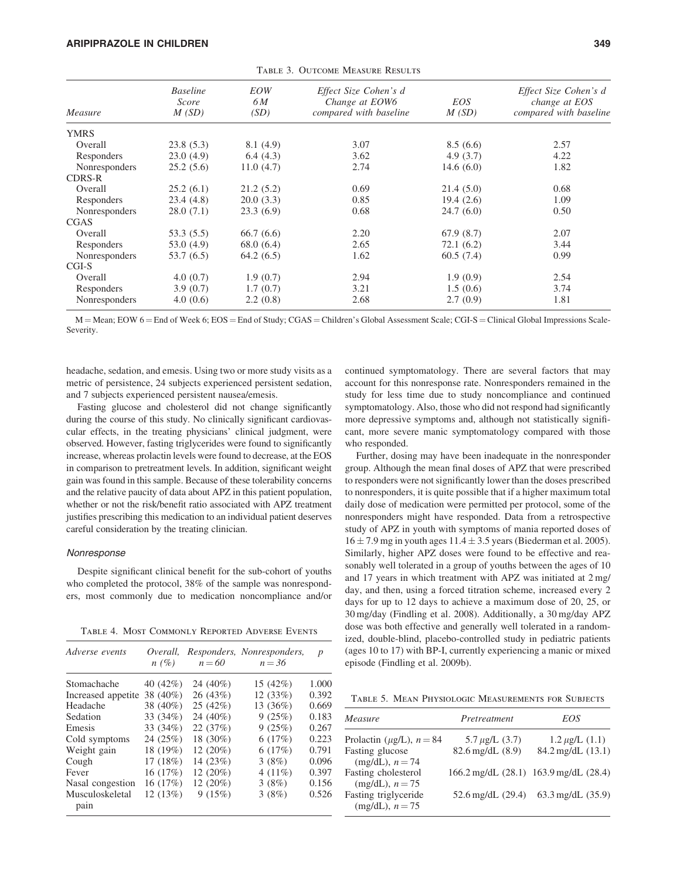Table 3. Outcome Measure Results

| Measure | Baseline Score M (SD) | EOW 6 M (SD) | Effect Size Cohen's d Change at EOW6 compared with baseline | EOS M (SD) | Effect Size Cohen's d change at EOS compared with baseline |
|---|---|---|---|---|---|
| YMRS | | | | | |
| Overall | 23.8 (5.3) | 8.1 (4.9) | 3.07 | 8.5 (6.6) | 2.57 |
| Responders | 23.0 (4.9) | 6.4 (4.3) | 3.62 | 4.9 (3.7) | 4.22 |
| Nonresponders | 25.2 (5.6) | 11.0 (4.7) | 2.74 | 14.6 (6.0) | 1.82 |
| CDRS-R | | | | | |
| Overall | 25.2 (6.1) | 21.2 (5.2) | 0.69 | 21.4 (5.0) | 0.68 |
| Responders | 23.4 (4.8) | 20.0 (3.3) | 0.85 | 19.4 (2.6) | 1.09 |
| Nonresponders | 28.0 (7.1) | 23.3 (6.9) | 0.68 | 24.7 (6.0) | 0.50 |
| CGAS | | | | | |
| Overall | 53.3 (5.5) | 66.7 (6.6) | 2.20 | 67.9 (8.7) | 2.07 |
| Responders | 53.0 (4.9) | 68.0 (6.4) | 2.65 | 72.1 (6.2) | 3.44 |
| Nonresponders | 53.7 (6.5) | 64.2 (6.5) | 1.62 | 60.5 (7.4) | 0.99 |
| CGI-S | | | | | |
| Overall | 4.0 (0.7) | 1.9 (0.7) | 2.94 | 1.9 (0.9) | 2.54 |
| Responders | 3.9 (0.7) | 1.7 (0.7) | 3.21 | 1.5 (0.6) | 3.74 |
| Nonresponders | 4.0 (0.6) | 2.2 (0.8) | 2.68 | 2.7 (0.9) | 1.81 |

M = Mean; EOW 6 = End of Week 6; EOS = End of Study; CGAS = Children's Global Assessment Scale; CGI-S = Clinical Global Impressions Scale-Severity.

headache, sedation, and emesis. Using two or more study visits as a metric of persistence, 24 subjects experienced persistent sedation, and 7 subjects experienced persistent nausea/emesis.

Fasting glucose and cholesterol did not change significantly during the course of this study. No clinically significant cardiovascular effects, in the treating physicians' clinical judgment, were observed. However, fasting triglycerides were found to significantly increase, whereas prolactin levels were found to decrease, at the EOS in comparison to pretreatment levels. In addition, significant weight gain was found in this sample. Because of these tolerability concerns and the relative paucity of data about APZ in this patient population, whether or not the risk/benefit ratio associated with APZ treatment justifies prescribing this medication to an individual patient deserves careful consideration by the treating clinician.

### Nonresponse

Despite significant clinical benefit for the sub-cohort of youths who completed the protocol, 38% of the sample was nonresponders, most commonly due to medication noncompliance and/or continued symptomatology. There are several factors that may account for this nonresponse rate. Nonresponders remained in the study for less time due to study noncompliance and continued symptomatology. Also, those who did not respond had significantly more depressive symptoms and, although not statistically significant, more severe manic symptomatology compared with those who responded.

Further, dosing may have been inadequate in the nonresponder group. Although the mean final doses of APZ that were prescribed to responders were not significantly lower than the doses prescribed to nonresponders, it is quite possible that if a higher maximum total daily dose of medication were permitted per protocol, some of the nonresponders might have responded. Data from a retrospective study of APZ in youth with symptoms of mania reported doses of $16 \pm 7.9$ mg in youth ages $11.4 \pm 3.5$ years (Biederman et al. 2005). Similarly, higher APZ doses were found to be effective and reasonably well tolerated in a group of youths between the ages of 10 and 17 years in which treatment with APZ was initiated at 2 mg/day, and then, using a forced titration scheme, increased every 2 days for up to 12 days to achieve a maximum dose of 20, 25, or 30 mg/day (Findling et al. 2008). Additionally, a 30 mg/day APZ dose was both effective and generally well tolerated in a randomized, double-blind, placebo-controlled study in pediatric patients (ages 10 to 17) with BP-I, currently experiencing a manic or mixed episode (Findling et al. 2009b).

Table 4. Most Commonly Reported Adverse Events

| Adverse events | Overall, n (%) | Responders, n = 60 | Nonresponders, n = 36 | p |
|---|---|---|---|---|
| Stomachache | 40 (42%) | 24 (40%) | 15 (42%) | 1.000 |
| Increased appetite | 38 (40%) | 26 (43%) | 12 (33%) | 0.392 |
| Headache | 38 (40%) | 25 (42%) | 13 (36%) | 0.669 |
| Sedation | 33 (34%) | 24 (40%) | 9 (25%) | 0.183 |
| Emesis | 33 (34%) | 22 (37%) | 9 (25%) | 0.267 |
| Cold symptoms | 24 (25%) | 18 (30%) | 6 (17%) | 0.223 |
| Weight gain | 18 (19%) | 12 (20%) | 6 (17%) | 0.791 |
| Cough | 17 (18%) | 14 (23%) | 3 (8%) | 0.096 |
| Fever | 16 (17%) | 12 (20%) | 4 (11%) | 0.397 |
| Nasal congestion | 16 (17%) | 12 (20%) | 3 (8%) | 0.156 |
| Musculoskeletal pain | 12 (13%) | 9 (15%) | 3 (8%) | 0.526 |

Table 5. Mean Physiologic Measurements for Subjects

| Measure | Pretreatment | EOS |
|---|---|---|
| Prolactin (μg/L), n = 84 | 5.7 μg/L (3.7) | 1.2 μg/L (1.1) |
| Fasting glucose (mg/dL), n = 74 | 82.6 mg/dL (8.9) | 84.2 mg/dL (13.1) |
| Fasting cholesterol (mg/dL), n = 75 | 166.2 mg/dL (28.1) | 163.9 mg/dL (28.4) |
| Fasting triglyceride (mg/dL), n = 75 | 52.6 mg/dL (29.4) | 63.3 mg/dL (35.9) |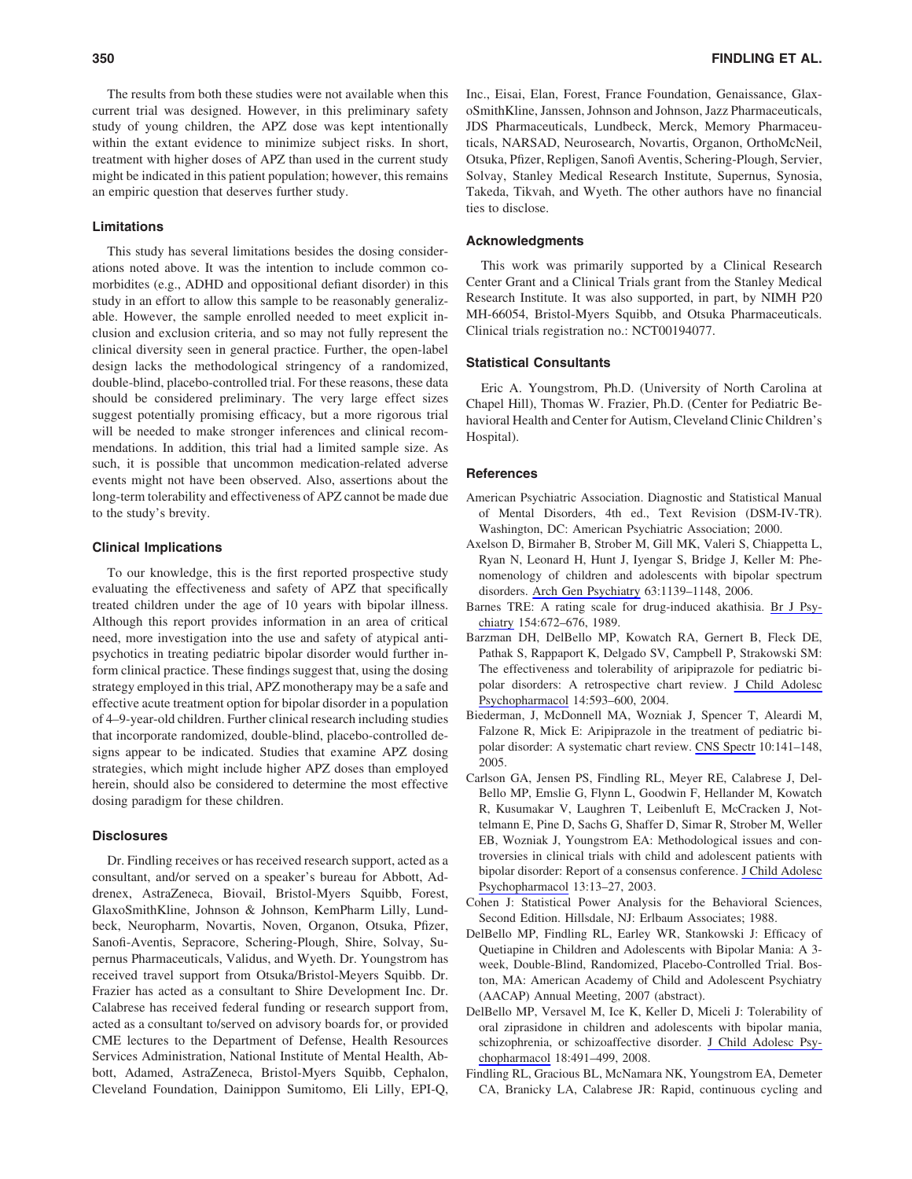The results from both these studies were not available when this current trial was designed. However, in this preliminary safety study of young children, the APZ dose was kept intentionally within the extant evidence to minimize subject risks. In short, treatment with higher doses of APZ than used in the current study might be indicated in this patient population; however, this remains an empiric question that deserves further study.

### Limitations

This study has several limitations besides the dosing considerations noted above. It was the intention to include common comorbidites (e.g., ADHD and oppositional defiant disorder) in this study in an effort to allow this sample to be reasonably generalizable. However, the sample enrolled needed to meet explicit inclusion and exclusion criteria, and so may not fully represent the clinical diversity seen in general practice. Further, the open-label design lacks the methodological stringency of a randomized, double-blind, placebo-controlled trial. For these reasons, these data should be considered preliminary. The very large effect sizes suggest potentially promising efficacy, but a more rigorous trial will be needed to make stronger inferences and clinical recommendations. In addition, this trial had a limited sample size. As such, it is possible that uncommon medication-related adverse events might not have been observed. Also, assertions about the long-term tolerability and effectiveness of APZ cannot be made due to the study's brevity.

### Clinical Implications

To our knowledge, this is the first reported prospective study evaluating the effectiveness and safety of APZ that specifically treated children under the age of 10 years with bipolar illness. Although this report provides information in an area of critical need, more investigation into the use and safety of atypical antipsychotics in treating pediatric bipolar disorder would further inform clinical practice. These findings suggest that, using the dosing strategy employed in this trial, APZ monotherapy may be a safe and effective acute treatment option for bipolar disorder in a population of 4–9-year-old children. Further clinical research including studies that incorporate randomized, double-blind, placebo-controlled designs appear to be indicated. Studies that examine APZ dosing strategies, which might include higher APZ doses than employed herein, should also be considered to determine the most effective dosing paradigm for these children.

### Disclosures

Dr. Findling receives or has received research support, acted as a consultant, and/or served on a speaker's bureau for Abbott, Addrenex, AstraZeneca, Biovail, Bristol-Myers Squibb, Forest, GlaxoSmithKline, Johnson & Johnson, KemPharm Lilly, Lundbeck, Neuropharm, Novartis, Noven, Organon, Otsuka, Pfizer, Sanofi-Aventis, Sepracore, Schering-Plough, Shire, Solvay, Supernus Pharmaceuticals, Validus, and Wyeth. Dr. Youngstrom has received travel support from Otsuka/Bristol-Meyers Squibb. Dr. Frazier has acted as a consultant to Shire Development Inc. Dr. Calabrese has received federal funding or research support from, acted as a consultant to/served on advisory boards for, or provided CME lectures to the Department of Defense, Health Resources Services Administration, National Institute of Mental Health, Abbott, Adamed, AstraZeneca, Bristol-Myers Squibb, Cephalon, Cleveland Foundation, Dainippon Sumitomo, Eli Lilly, EPI-Q, Inc., Eisai, Elan, Forest, France Foundation, Genaissance, GlaxoSmithKline, Janssen, Johnson and Johnson, Jazz Pharmaceuticals, JDS Pharmaceuticals, Lundbeck, Merck, Memory Pharmaceuticals, NARSAD, Neurosearch, Novartis, Organon, OrthoMcNeil, Otsuka, Pfizer, Repligen, Sanofi Aventis, Schering-Plough, Servier, Solvay, Stanley Medical Research Institute, Supernus, Synosia, Takeda, Tikvah, and Wyeth. The other authors have no financial ties to disclose.

### Acknowledgments

This work was primarily supported by a Clinical Research Center Grant and a Clinical Trials grant from the Stanley Medical Research Institute. It was also supported, in part, by NIMH P20 MH-66054, Bristol-Myers Squibb, and Otsuka Pharmaceuticals. Clinical trials registration no.: NCT00194077.

### Statistical Consultants

Eric A. Youngstrom, Ph.D. (University of North Carolina at Chapel Hill), Thomas W. Frazier, Ph.D. (Center for Pediatric Behavioral Health and Center for Autism, Cleveland Clinic Children's Hospital).

### References

American Psychiatric Association. Diagnostic and Statistical Manual of Mental Disorders, 4th ed., Text Revision (DSM-IV-TR). Washington, DC: American Psychiatric Association; 2000.

Axelson D, Birmaher B, Strober M, Gill MK, Valeri S, Chiappetta L, Ryan N, Leonard H, Hunt J, Iyengar S, Bridge J, Keller M: Phenomenology of children and adolescents with bipolar spectrum disorders. Arch Gen Psychiatry 63:1139–1148, 2006.

Barnes TRE: A rating scale for drug-induced akathisia. Br J Psychiatry 154:672–676, 1989.

Barzman DH, DelBello MP, Kowatch RA, Gernert B, Fleck DE, Pathak S, Rappaport K, Delgado SV, Campbell P, Strakowski SM: The effectiveness and tolerability of aripiprazole for pediatric bipolar disorders: A retrospective chart review. J Child Adolesc Psychopharmacol 14:593–600, 2004.

Biederman, J, McDonnell MA, Wozniak J, Spencer T, Aleardi M, Falzone R, Mick E: Aripiprazole in the treatment of pediatric bipolar disorder: A systematic chart review. CNS Spectr 10:141–148, 2005.

Carlson GA, Jensen PS, Findling RL, Meyer RE, Calabrese J, DelBello MP, Emslie G, Flynn L, Goodwin F, Hellander M, Kowatch R, Kusumakar V, Laughren T, Leibenluft E, McCracken J, Nottelmann E, Pine D, Sachs G, Shaffer D, Simar R, Strober M, Weller EB, Wozniak J, Youngstrom EA: Methodological issues and controversies in clinical trials with child and adolescent patients with bipolar disorder: Report of a consensus conference. J Child Adolesc Psychopharmacol 13:13–27, 2003.

Cohen J: Statistical Power Analysis for the Behavioral Sciences, Second Edition. Hillsdale, NJ: Erlbaum Associates; 1988.

DelBello MP, Findling RL, Earley WR, Stankowski J: Efficacy of Quetiapine in Children and Adolescents with Bipolar Mania: A 3-week, Double-Blind, Randomized, Placebo-Controlled Trial. Boston, MA: American Academy of Child and Adolescent Psychiatry (AACAP) Annual Meeting, 2007 (abstract).

DelBello MP, Versavel M, Ice K, Keller D, Miceli J: Tolerability of oral ziprasidone in children and adolescents with bipolar mania, schizophrenia, or schizoaffective disorder. J Child Adolesc Psychopharmacol 18:491–499, 2008.

Findling RL, Gracious BL, McNamara NK, Youngstrom EA, Demeter CA, Branicky LA, Calabrese JR: Rapid, continuous cycling and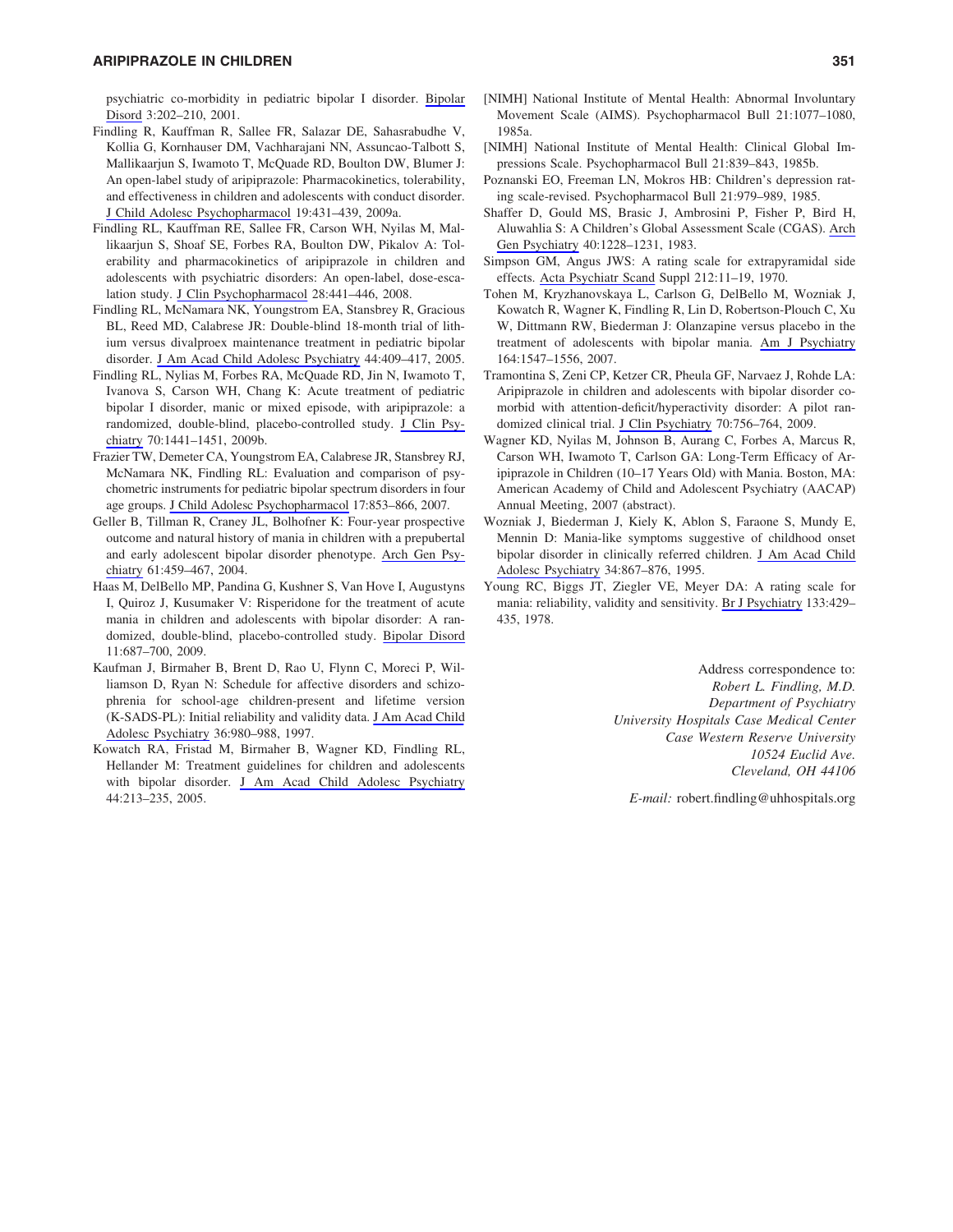psychiatric co-morbidity in pediatric bipolar I disorder. Bipolar Disord 3:202–210, 2001.

Findling R, Kauffman R, Sallee FR, Salazar DE, Sahasrabudhe V, Kollia G, Kornhauser DM, Vachharajani NN, Assuncao-Talbott S, Mallikaarjun S, Iwamoto T, McQuade RD, Boulton DW, Blumer J: An open-label study of aripiprazole: Pharmacokinetics, tolerability, and effectiveness in children and adolescents with conduct disorder. J Child Adolesc Psychopharmacol 19:431–439, 2009a.

Findling RL, Kauffman RE, Sallee FR, Carson WH, Nyilas M, Mallikaarjun S, Shoaf SE, Forbes RA, Boulton DW, Pikalov A: Tolerability and pharmacokinetics of aripiprazole in children and adolescents with psychiatric disorders: An open-label, dose-escalation study. J Clin Psychopharmacol 28:441–446, 2008.

Findling RL, McNamara NK, Youngstrom EA, Stansbrey R, Gracious BL, Reed MD, Calabrese JR: Double-blind 18-month trial of lithium versus divalproex maintenance treatment in pediatric bipolar disorder. J Am Acad Child Adolesc Psychiatry 44:409–417, 2005.

Findling RL, Nylias M, Forbes RA, McQuade RD, Jin N, Iwamoto T, Ivanova S, Carson WH, Chang K: Acute treatment of pediatric bipolar I disorder, manic or mixed episode, with aripiprazole: a randomized, double-blind, placebo-controlled study. J Clin Psychiatry 70:1441–1451, 2009b.

Frazier TW, Demeter CA, Youngstrom EA, Calabrese JR, Stansbrey RJ, McNamara NK, Findling RL: Evaluation and comparison of psychometric instruments for pediatric bipolar spectrum disorders in four age groups. J Child Adolesc Psychopharmacol 17:853–866, 2007.

Geller B, Tillman R, Craney JL, Bolhofner K: Four-year prospective outcome and natural history of mania in children with a prepubertal and early adolescent bipolar disorder phenotype. Arch Gen Psychiatry 61:459–467, 2004.

Haas M, DelBello MP, Pandina G, Kushner S, Van Hove I, Augustyns I, Quiroz J, Kusumaker V: Risperidone for the treatment of acute mania in children and adolescents with bipolar disorder: A randomized, double-blind, placebo-controlled study. Bipolar Disord 11:687–700, 2009.

Kaufman J, Birmaher B, Brent D, Rao U, Flynn C, Moreci P, Williamson D, Ryan N: Schedule for affective disorders and schizophrenia for school-age children-present and lifetime version (K-SADS-PL): Initial reliability and validity data. J Am Acad Child Adolesc Psychiatry 36:980–988, 1997.

Kowatch RA, Fristad M, Birmaher B, Wagner KD, Findling RL, Hellander M: Treatment guidelines for children and adolescents with bipolar disorder. J Am Acad Child Adolesc Psychiatry 44:213–235, 2005.

[NIMH] National Institute of Mental Health: Abnormal Involuntary Movement Scale (AIMS). Psychopharmacol Bull 21:1077–1080, 1985a.

[NIMH] National Institute of Mental Health: Clinical Global Impressions Scale. Psychopharmacol Bull 21:839–843, 1985b.

Poznanski EO, Freeman LN, Mokros HB: Children's depression rating scale-revised. Psychopharmacol Bull 21:979–989, 1985.

Shaffer D, Gould MS, Brasic J, Ambrosini P, Fisher P, Bird H, Aluwahlia S: A Children's Global Assessment Scale (CGAS). Arch Gen Psychiatry 40:1228–1231, 1983.

Simpson GM, Angus JWS: A rating scale for extrapyramidal side effects. Acta Psychiatr Scand Suppl 212:11–19, 1970.

Tohen M, Kryzhanovskaya L, Carlson G, DelBello M, Wozniak J, Kowatch R, Wagner K, Findling R, Lin D, Robertson-Plouch C, Xu W, Dittmann RW, Biederman J: Olanzapine versus placebo in the treatment of adolescents with bipolar mania. Am J Psychiatry 164:1547–1556, 2007.

Tramontina S, Zeni CP, Ketzer CR, Pheula GF, Narvaez J, Rohde LA: Aripiprazole in children and adolescents with bipolar disorder comorbid with attention-deficit/hyperactivity disorder: A pilot randomized clinical trial. J Clin Psychiatry 70:756–764, 2009.

Wagner KD, Nyilas M, Johnson B, Aurang C, Forbes A, Marcus R, Carson WH, Iwamoto T, Carlson GA: Long-Term Efficacy of Aripiprazole in Children (10–17 Years Old) with Mania. Boston, MA: American Academy of Child and Adolescent Psychiatry (AACAP) Annual Meeting, 2007 (abstract).

Wozniak J, Biederman J, Kiely K, Ablon S, Faraone S, Mundy E, Mennin D: Mania-like symptoms suggestive of childhood onset bipolar disorder in clinically referred children. J Am Acad Child Adolesc Psychiatry 34:867–876, 1995.

Young RC, Biggs JT, Ziegler VE, Meyer DA: A rating scale for mania: reliability, validity and sensitivity. Br J Psychiatry 133:429–435, 1978.

Address correspondence to:
*Robert L. Findling, M.D.*
*Department of Psychiatry*
*University Hospitals Case Medical Center*
*Case Western Reserve University*
*10524 Euclid Ave.*
*Cleveland, OH 44106*

*E-mail:* robert.findling@uhhospitals.org